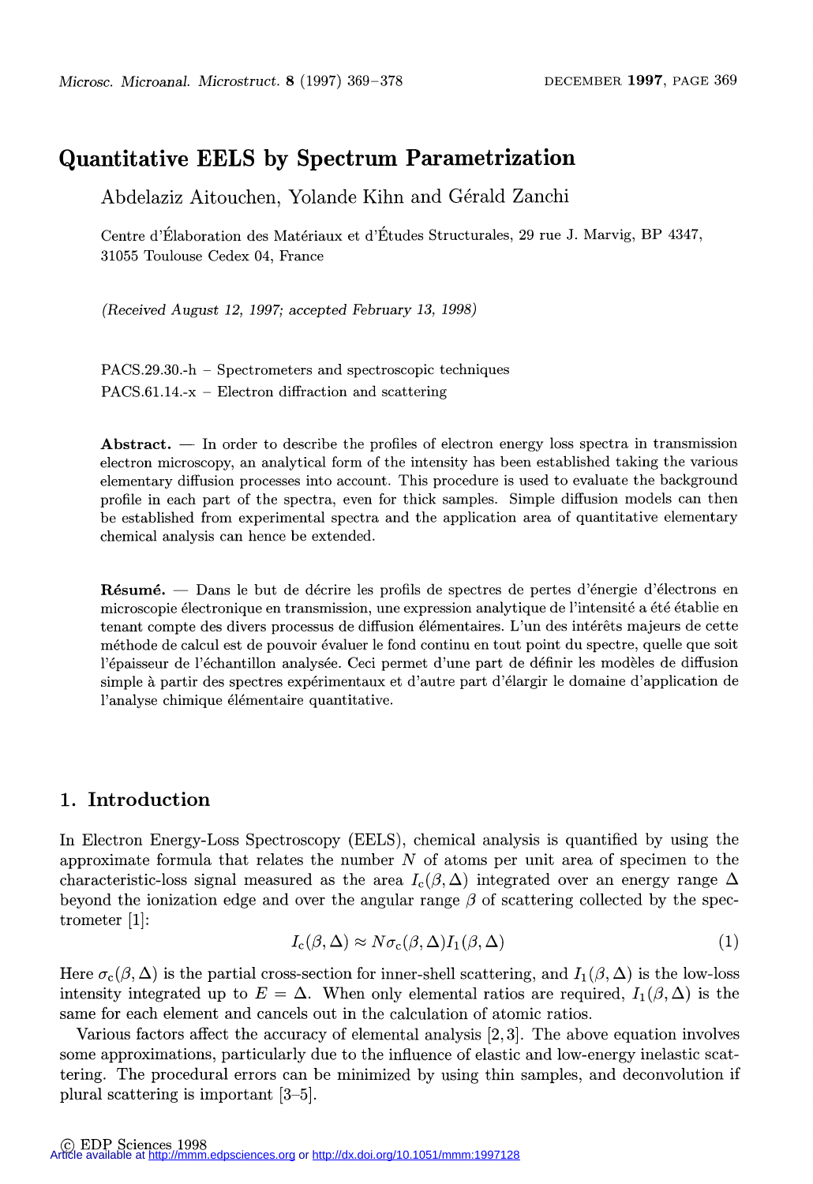# Quantitative EELS by Spectrum Parametrization

Abdelaziz Aitouchen, Yolande Kihn and Gérald Zanchi

Centre d'Élaboration des Matériaux et d'Études Structurales, 29 rue J. Marvig, BP 4347, 31055 Toulouse Cedex 04, France

*(Received August 12, 1997; accepted February 13, 1998)*

PACS.29.30.-h – Spectrometers and spectroscopic techniques
PACS.61.14.-x – Electron diffraction and scattering

**Abstract.** — In order to describe the profiles of electron energy loss spectra in transmission electron microscopy, an analytical form of the intensity has been established taking the various elementary diffusion processes into account. This procedure is used to evaluate the background profile in each part of the spectra, even for thick samples. Simple diffusion models can then be established from experimental spectra and the application area of quantitative elementary chemical analysis can hence be extended.

**Résumé.** — Dans le but de décrire les profils de spectres de pertes d'énergie d'électrons en microscopie électronique en transmission, une expression analytique de l'intensité a été établie en tenant compte des divers processus de diffusion élémentaires. L'un des intérêts majeurs de cette méthode de calcul est de pouvoir évaluer le fond continu en tout point du spectre, quelle que soit l'épaisseur de l'échantillon analysée. Ceci permet d'une part de définir les modèles de diffusion simple à partir des spectres expérimentaux et d'autre part d'élargir le domaine d'application de l'analyse chimique élémentaire quantitative.

## 1. Introduction

In Electron Energy-Loss Spectroscopy (EELS), chemical analysis is quantified by using the approximate formula that relates the number $N$ of atoms per unit area of specimen to the characteristic-loss signal measured as the area $I_c(\beta, \Delta)$ integrated over an energy range $\Delta$ beyond the ionization edge and over the angular range $\beta$ of scattering collected by the spectrometer [1]:

$$I_c(\beta, \Delta) \approx N \sigma_c(\beta, \Delta) I_1(\beta, \Delta) \tag{1}$$

Here $\sigma_c(\beta, \Delta)$ is the partial cross-section for inner-shell scattering, and $I_1(\beta, \Delta)$ is the low-loss intensity integrated up to $E = \Delta$. When only elemental ratios are required, $I_1(\beta, \Delta)$ is the same for each element and cancels out in the calculation of atomic ratios.

Various factors affect the accuracy of elemental analysis [2,3]. The above equation involves some approximations, particularly due to the influence of elastic and low-energy inelastic scattering. The procedural errors can be minimized by using thin samples, and deconvolution if plural scattering is important [3–5].

© EDP Sciences 1998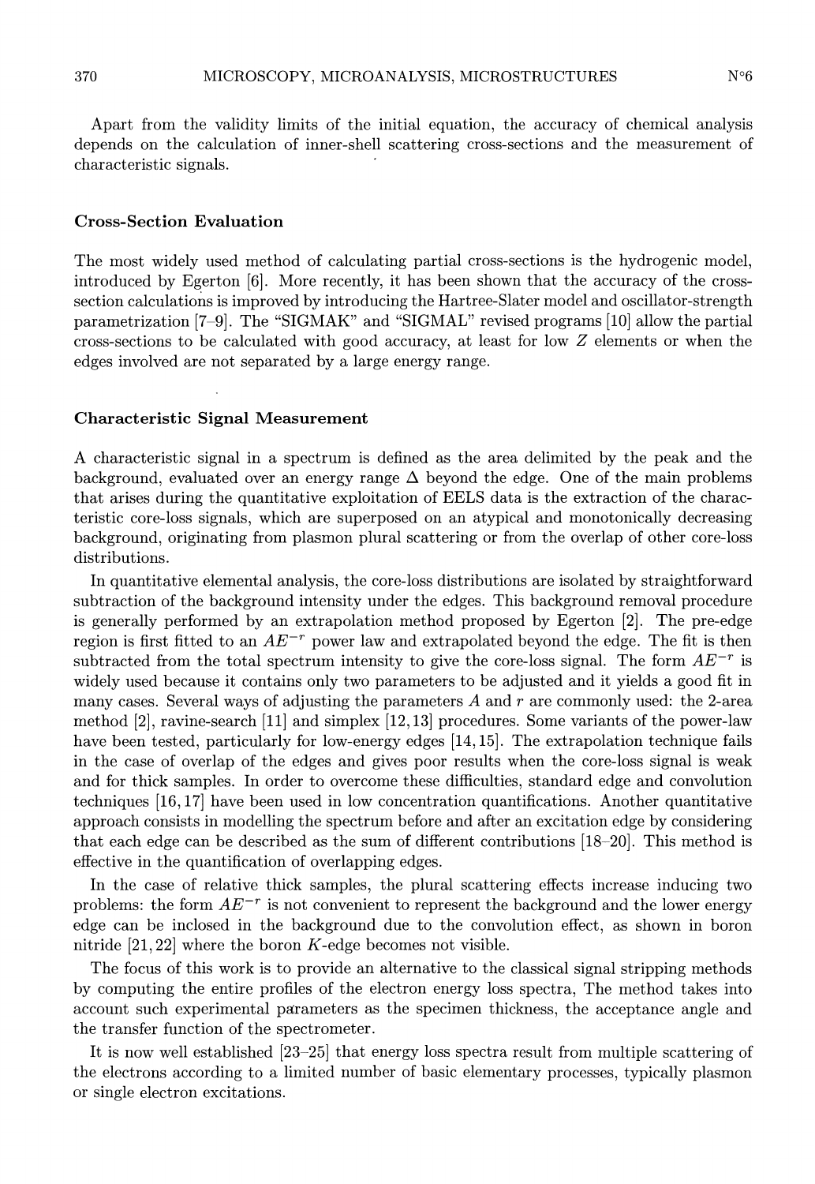Apart from the validity limits of the initial equation, the accuracy of chemical analysis depends on the calculation of inner-shell scattering cross-sections and the measurement of characteristic signals.

### Cross-Section Evaluation

The most widely used method of calculating partial cross-sections is the hydrogenic model, introduced by Egerton [6]. More recently, it has been shown that the accuracy of the cross-section calculations is improved by introducing the Hartree-Slater model and oscillator-strength parametrization [7–9]. The "SIGMAK" and "SIGMAL" revised programs [10] allow the partial cross-sections to be calculated with good accuracy, at least for low $Z$ elements or when the edges involved are not separated by a large energy range.

### Characteristic Signal Measurement

A characteristic signal in a spectrum is defined as the area delimited by the peak and the background, evaluated over an energy range $\Delta$ beyond the edge. One of the main problems that arises during the quantitative exploitation of EELS data is the extraction of the characteristic core-loss signals, which are superposed on an atypical and monotonically decreasing background, originating from plasmon plural scattering or from the overlap of other core-loss distributions.

In quantitative elemental analysis, the core-loss distributions are isolated by straightforward subtraction of the background intensity under the edges. This background removal procedure is generally performed by an extrapolation method proposed by Egerton [2]. The pre-edge region is first fitted to an $AE^{-r}$ power law and extrapolated beyond the edge. The fit is then subtracted from the total spectrum intensity to give the core-loss signal. The form $AE^{-r}$ is widely used because it contains only two parameters to be adjusted and it yields a good fit in many cases. Several ways of adjusting the parameters $A$ and $r$ are commonly used: the 2-area method [2], ravine-search [11] and simplex [12,13] procedures. Some variants of the power-law have been tested, particularly for low-energy edges [14,15]. The extrapolation technique fails in the case of overlap of the edges and gives poor results when the core-loss signal is weak and for thick samples. In order to overcome these difficulties, standard edge and convolution techniques [16,17] have been used in low concentration quantifications. Another quantitative approach consists in modelling the spectrum before and after an excitation edge by considering that each edge can be described as the sum of different contributions [18–20]. This method is effective in the quantification of overlapping edges.

In the case of relative thick samples, the plural scattering effects increase inducing two problems: the form $AE^{-r}$ is not convenient to represent the background and the lower energy edge can be inclosed in the background due to the convolution effect, as shown in boron nitride [21,22] where the boron $K$-edge becomes not visible.

The focus of this work is to provide an alternative to the classical signal stripping methods by computing the entire profiles of the electron energy loss spectra, The method takes into account such experimental parameters as the specimen thickness, the acceptance angle and the transfer function of the spectrometer.

It is now well established [23–25] that energy loss spectra result from multiple scattering of the electrons according to a limited number of basic elementary processes, typically plasmon or single electron excitations.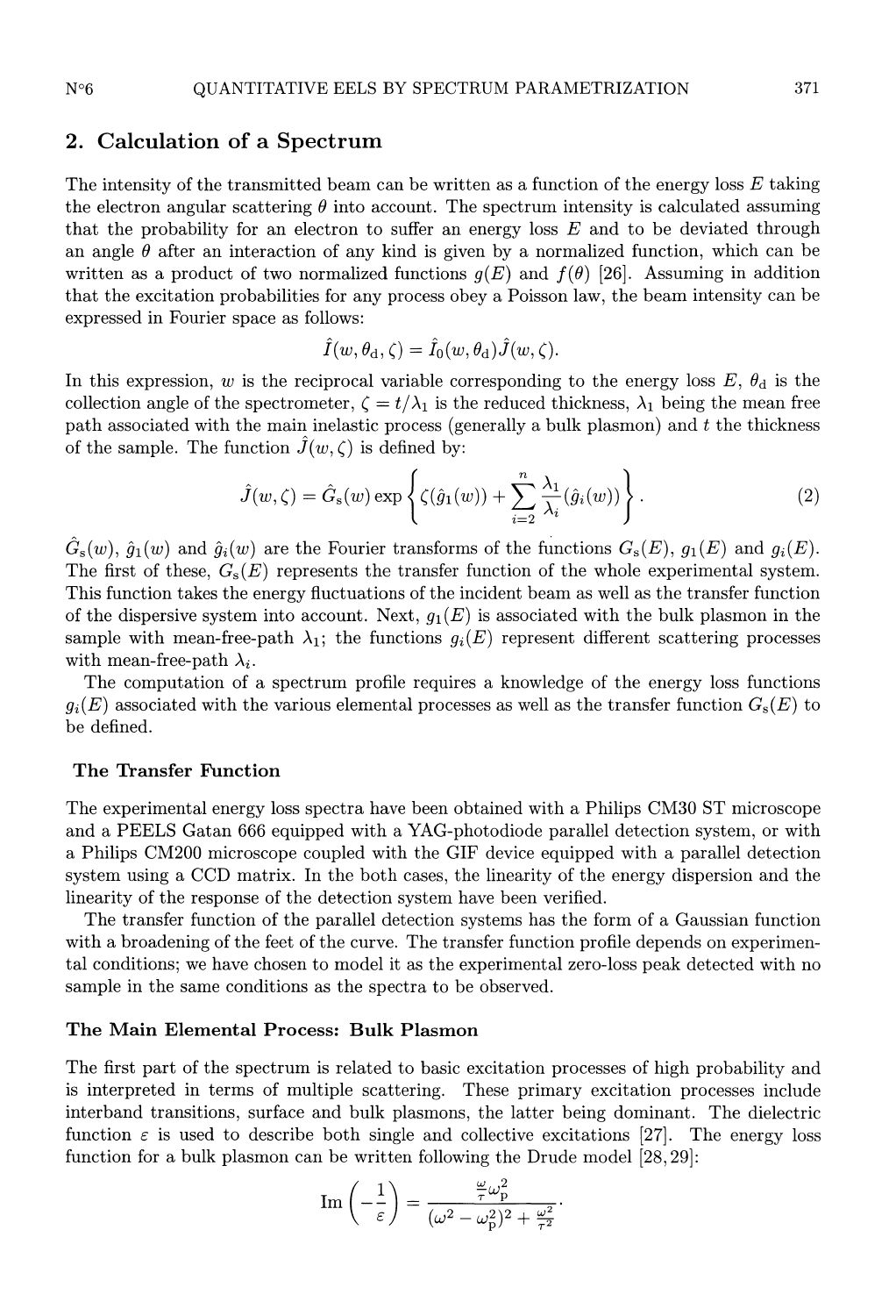## 2. Calculation of a Spectrum

The intensity of the transmitted beam can be written as a function of the energy loss $E$ taking the electron angular scattering $\theta$ into account. The spectrum intensity is calculated assuming that the probability for an electron to suffer an energy loss $E$ and to be deviated through an angle $\theta$ after an interaction of any kind is given by a normalized function, which can be written as a product of two normalized functions $g(E)$ and $f(\theta)$ [26]. Assuming in addition that the excitation probabilities for any process obey a Poisson law, the beam intensity can be expressed in Fourier space as follows:

$$\hat{I}(w, \theta_\mathrm{d}, \zeta) = \hat{I}_0(w, \theta_\mathrm{d}) \hat{J}(w, \zeta).$$

In this expression, $w$ is the reciprocal variable corresponding to the energy loss $E$, $\theta_\mathrm{d}$ is the collection angle of the spectrometer, $\zeta = t/\lambda_1$ is the reduced thickness, $\lambda_1$ being the mean free path associated with the main inelastic process (generally a bulk plasmon) and $t$ the thickness of the sample. The function $\hat{J}(w, \zeta)$ is defined by:

$$\hat{J}(w, \zeta) = \hat{G}_\mathrm{s}(w) \exp \left\{ \zeta(\hat{g}_1(w)) + \sum_{i=2}^{n} \frac{\lambda_1}{\lambda_i} (\hat{g}_i(w)) \right\}. \tag{2}$$

$\hat{G}_\mathrm{s}(w)$, $\hat{g}_1(w)$ and $\hat{g}_i(w)$ are the Fourier transforms of the functions $G_\mathrm{s}(E)$, $g_1(E)$ and $g_i(E)$. The first of these, $G_\mathrm{s}(E)$ represents the transfer function of the whole experimental system. This function takes the energy fluctuations of the incident beam as well as the transfer function of the dispersive system into account. Next, $g_1(E)$ is associated with the bulk plasmon in the sample with mean-free-path $\lambda_1$; the functions $g_i(E)$ represent different scattering processes with mean-free-path $\lambda_i$.

The computation of a spectrum profile requires a knowledge of the energy loss functions $g_i(E)$ associated with the various elemental processes as well as the transfer function $G_\mathrm{s}(E)$ to be defined.

### The Transfer Function

The experimental energy loss spectra have been obtained with a Philips CM30 ST microscope and a PEELS Gatan 666 equipped with a YAG-photodiode parallel detection system, or with a Philips CM200 microscope coupled with the GIF device equipped with a parallel detection system using a CCD matrix. In the both cases, the linearity of the energy dispersion and the linearity of the response of the detection system have been verified.

The transfer function of the parallel detection systems has the form of a Gaussian function with a broadening of the feet of the curve. The transfer function profile depends on experimental conditions; we have chosen to model it as the experimental zero-loss peak detected with no sample in the same conditions as the spectra to be observed.

### The Main Elemental Process: Bulk Plasmon

The first part of the spectrum is related to basic excitation processes of high probability and is interpreted in terms of multiple scattering. These primary excitation processes include interband transitions, surface and bulk plasmons, the latter being dominant. The dielectric function $\varepsilon$ is used to describe both single and collective excitations [27]. The energy loss function for a bulk plasmon can be written following the Drude model [28,29]:

$$\mathrm{Im}\left(-\frac{1}{\varepsilon}\right) = \frac{\frac{\omega}{\tau}\omega_\mathrm{p}^2}{(\omega^2 - \omega_\mathrm{p}^2)^2 + \frac{\omega^2}{\tau^2}}.$$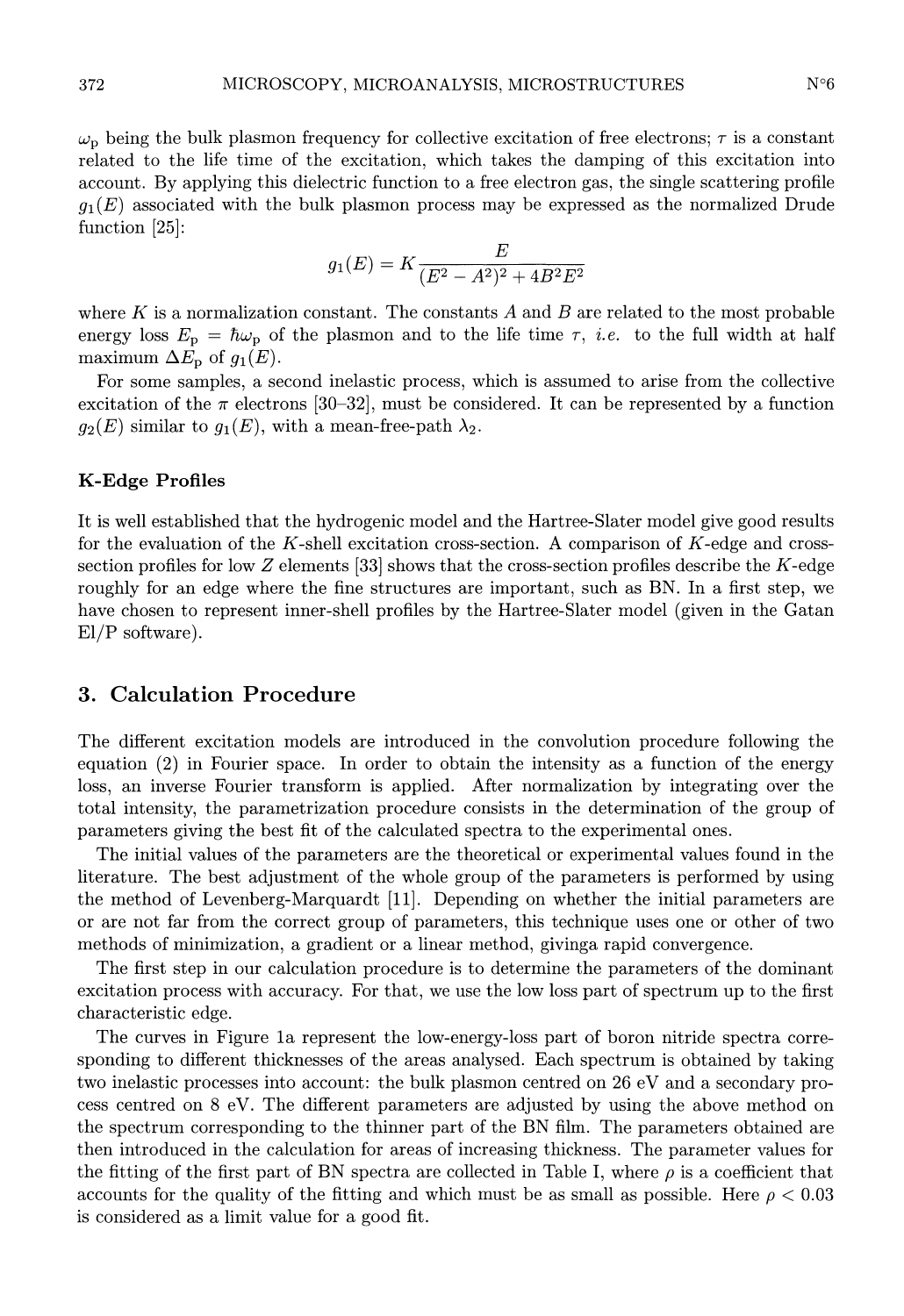$\omega_p$ being the bulk plasmon frequency for collective excitation of free electrons; $\tau$ is a constant related to the life time of the excitation, which takes the damping of this excitation into account. By applying this dielectric function to a free electron gas, the single scattering profile $g_1(E)$ associated with the bulk plasmon process may be expressed as the normalized Drude function [25]:

$$g_1(E) = K \frac{E}{(E^2 - A^2)^2 + 4B^2E^2}$$

where $K$ is a normalization constant. The constants $A$ and $B$ are related to the most probable energy loss $E_p = \hbar\omega_p$ of the plasmon and to the life time $\tau$, *i.e.* to the full width at half maximum $\Delta E_p$ of $g_1(E)$.

For some samples, a second inelastic process, which is assumed to arise from the collective excitation of the $\pi$ electrons [30–32], must be considered. It can be represented by a function $g_2(E)$ similar to $g_1(E)$, with a mean-free-path $\lambda_2$.

### K-Edge Profiles

It is well established that the hydrogenic model and the Hartree-Slater model give good results for the evaluation of the $K$-shell excitation cross-section. A comparison of $K$-edge and cross-section profiles for low $Z$ elements [33] shows that the cross-section profiles describe the $K$-edge roughly for an edge where the fine structures are important, such as BN. In a first step, we have chosen to represent inner-shell profiles by the Hartree-Slater model (given in the Gatan El/P software).

## 3. Calculation Procedure

The different excitation models are introduced in the convolution procedure following the equation (2) in Fourier space. In order to obtain the intensity as a function of the energy loss, an inverse Fourier transform is applied. After normalization by integrating over the total intensity, the parametrization procedure consists in the determination of the group of parameters giving the best fit of the calculated spectra to the experimental ones.

The initial values of the parameters are the theoretical or experimental values found in the literature. The best adjustment of the whole group of the parameters is performed by using the method of Levenberg-Marquardt [11]. Depending on whether the initial parameters are or are not far from the correct group of parameters, this technique uses one or other of two methods of minimization, a gradient or a linear method, givinga rapid convergence.

The first step in our calculation procedure is to determine the parameters of the dominant excitation process with accuracy. For that, we use the low loss part of spectrum up to the first characteristic edge.

The curves in Figure 1a represent the low-energy-loss part of boron nitride spectra corresponding to different thicknesses of the areas analysed. Each spectrum is obtained by taking two inelastic processes into account: the bulk plasmon centred on 26 eV and a secondary process centred on 8 eV. The different parameters are adjusted by using the above method on the spectrum corresponding to the thinner part of the BN film. The parameters obtained are then introduced in the calculation for areas of increasing thickness. The parameter values for the fitting of the first part of BN spectra are collected in Table I, where $\rho$ is a coefficient that accounts for the quality of the fitting and which must be as small as possible. Here $\rho < 0.03$ is considered as a limit value for a good fit.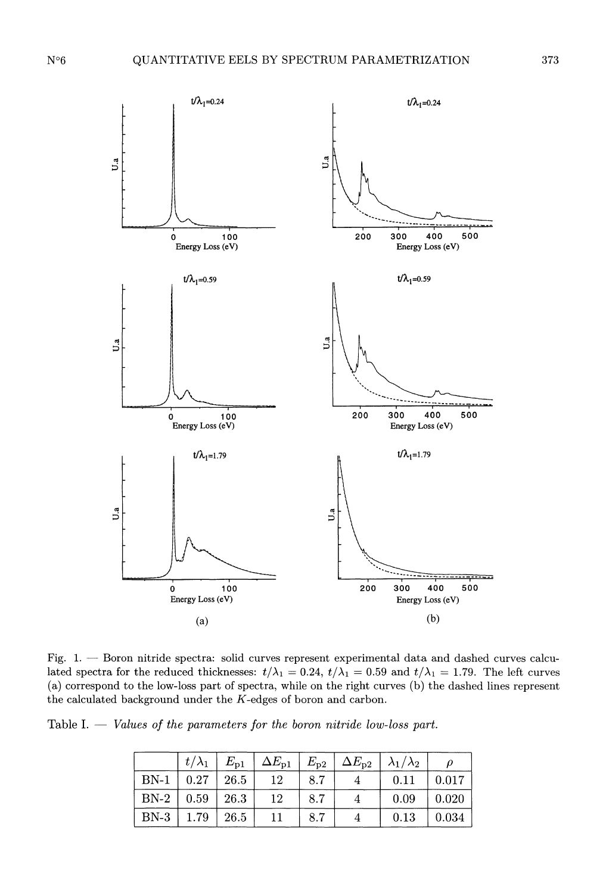Fig. 1. — Boron nitride spectra: solid curves represent experimental data and dashed curves calculated spectra for the reduced thicknesses: $t/\lambda_1 = 0.24$, $t/\lambda_1 = 0.59$ and $t/\lambda_1 = 1.79$. The left curves (a) correspond to the low-loss part of spectra, while on the right curves (b) the dashed lines represent the calculated background under the $K$-edges of boron and carbon.

Table I. — *Values of the parameters for the boron nitride low-loss part.*

| | $t/\lambda_1$ | $E_{\mathrm{p1}}$ | $\Delta E_{\mathrm{p1}}$ | $E_{\mathrm{p2}}$ | $\Delta E_{\mathrm{p2}}$ | $\lambda_1/\lambda_2$ | $\rho$ |
|---|---|---|---|---|---|---|---|
| BN-1 | 0.27 | 26.5 | 12 | 8.7 | 4 | 0.11 | 0.017 |
| BN-2 | 0.59 | 26.3 | 12 | 8.7 | 4 | 0.09 | 0.020 |
| BN-3 | 1.79 | 26.5 | 11 | 8.7 | 4 | 0.13 | 0.034 |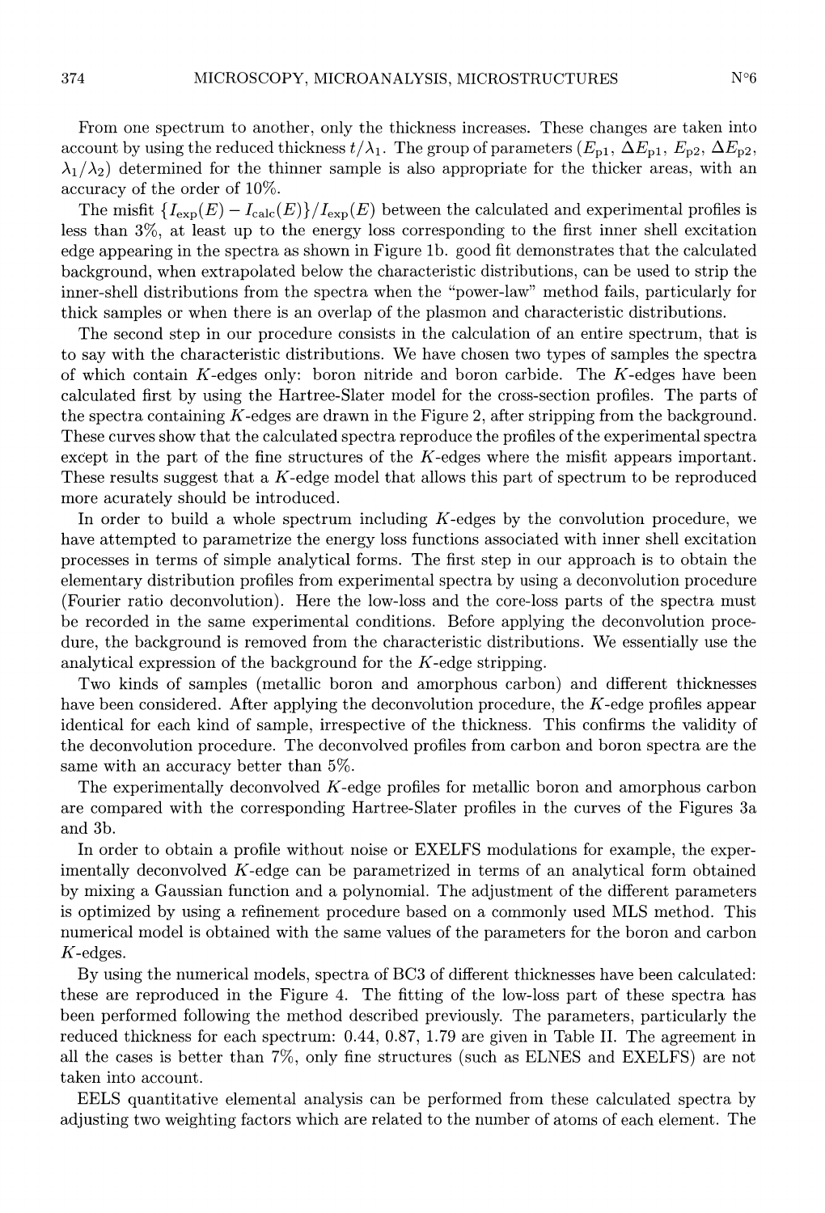From one spectrum to another, only the thickness increases. These changes are taken into account by using the reduced thickness $t/\lambda_1$. The group of parameters ($E_{\rm p1}$, $\Delta E_{\rm p1}$, $E_{\rm p2}$, $\Delta E_{\rm p2}$, $\lambda_1/\lambda_2$) determined for the thinner sample is also appropriate for the thicker areas, with an accuracy of the order of 10%.

The misfit $\{I_{\rm exp}(E) - I_{\rm calc}(E)\}/I_{\rm exp}(E)$ between the calculated and experimental profiles is less than 3%, at least up to the energy loss corresponding to the first inner shell excitation edge appearing in the spectra as shown in Figure 1b. good fit demonstrates that the calculated background, when extrapolated below the characteristic distributions, can be used to strip the inner-shell distributions from the spectra when the "power-law" method fails, particularly for thick samples or when there is an overlap of the plasmon and characteristic distributions.

The second step in our procedure consists in the calculation of an entire spectrum, that is to say with the characteristic distributions. We have chosen two types of samples the spectra of which contain $K$-edges only: boron nitride and boron carbide. The $K$-edges have been calculated first by using the Hartree-Slater model for the cross-section profiles. The parts of the spectra containing $K$-edges are drawn in the Figure 2, after stripping from the background. These curves show that the calculated spectra reproduce the profiles of the experimental spectra except in the part of the fine structures of the $K$-edges where the misfit appears important. These results suggest that a $K$-edge model that allows this part of spectrum to be reproduced more acurately should be introduced.

In order to build a whole spectrum including $K$-edges by the convolution procedure, we have attempted to parametrize the energy loss functions associated with inner shell excitation processes in terms of simple analytical forms. The first step in our approach is to obtain the elementary distribution profiles from experimental spectra by using a deconvolution procedure (Fourier ratio deconvolution). Here the low-loss and the core-loss parts of the spectra must be recorded in the same experimental conditions. Before applying the deconvolution procedure, the background is removed from the characteristic distributions. We essentially use the analytical expression of the background for the $K$-edge stripping.

Two kinds of samples (metallic boron and amorphous carbon) and different thicknesses have been considered. After applying the deconvolution procedure, the $K$-edge profiles appear identical for each kind of sample, irrespective of the thickness. This confirms the validity of the deconvolution procedure. The deconvolved profiles from carbon and boron spectra are the same with an accuracy better than 5%.

The experimentally deconvolved $K$-edge profiles for metallic boron and amorphous carbon are compared with the corresponding Hartree-Slater profiles in the curves of the Figures 3a and 3b.

In order to obtain a profile without noise or EXELFS modulations for example, the experimentally deconvolved $K$-edge can be parametrized in terms of an analytical form obtained by mixing a Gaussian function and a polynomial. The adjustment of the different parameters is optimized by using a refinement procedure based on a commonly used MLS method. This numerical model is obtained with the same values of the parameters for the boron and carbon $K$-edges.

By using the numerical models, spectra of BC3 of different thicknesses have been calculated: these are reproduced in the Figure 4. The fitting of the low-loss part of these spectra has been performed following the method described previously. The parameters, particularly the reduced thickness for each spectrum: 0.44, 0.87, 1.79 are given in Table II. The agreement in all the cases is better than 7%, only fine structures (such as ELNES and EXELFS) are not taken into account.

EELS quantitative elemental analysis can be performed from these calculated spectra by adjusting two weighting factors which are related to the number of atoms of each element. The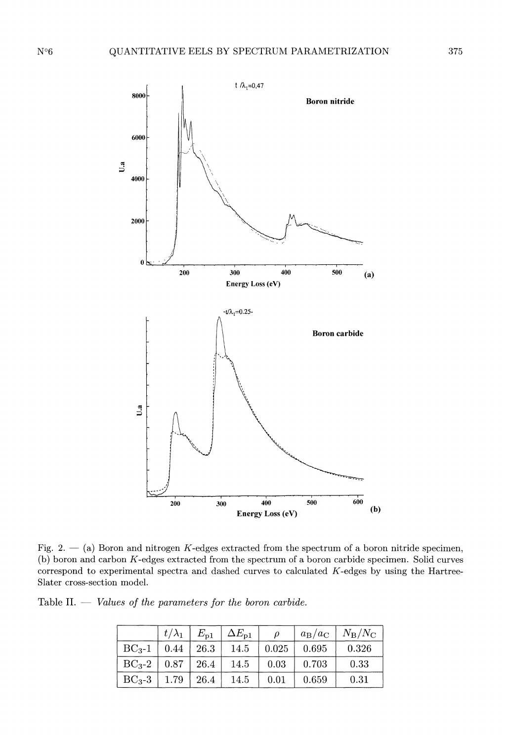Fig. 2. — (a) Boron and nitrogen $K$-edges extracted from the spectrum of a boron nitride specimen, (b) boron and carbon $K$-edges extracted from the spectrum of a boron carbide specimen. Solid curves correspond to experimental spectra and dashed curves to calculated $K$-edges by using the Hartree-Slater cross-section model.

Table II. — *Values of the parameters for the boron carbide.*

| | $t/\lambda_1$ | $E_{p1}$ | $\Delta E_{p1}$ | $\rho$ | $a_B/a_C$ | $N_B/N_C$ |
|---|---|---|---|---|---|---|
| $BC_3$-1 | 0.44 | 26.3 | 14.5 | 0.025 | 0.695 | 0.326 |
| $BC_3$-2 | 0.87 | 26.4 | 14.5 | 0.03 | 0.703 | 0.33 |
| $BC_3$-3 | 1.79 | 26.4 | 14.5 | 0.01 | 0.659 | 0.31 |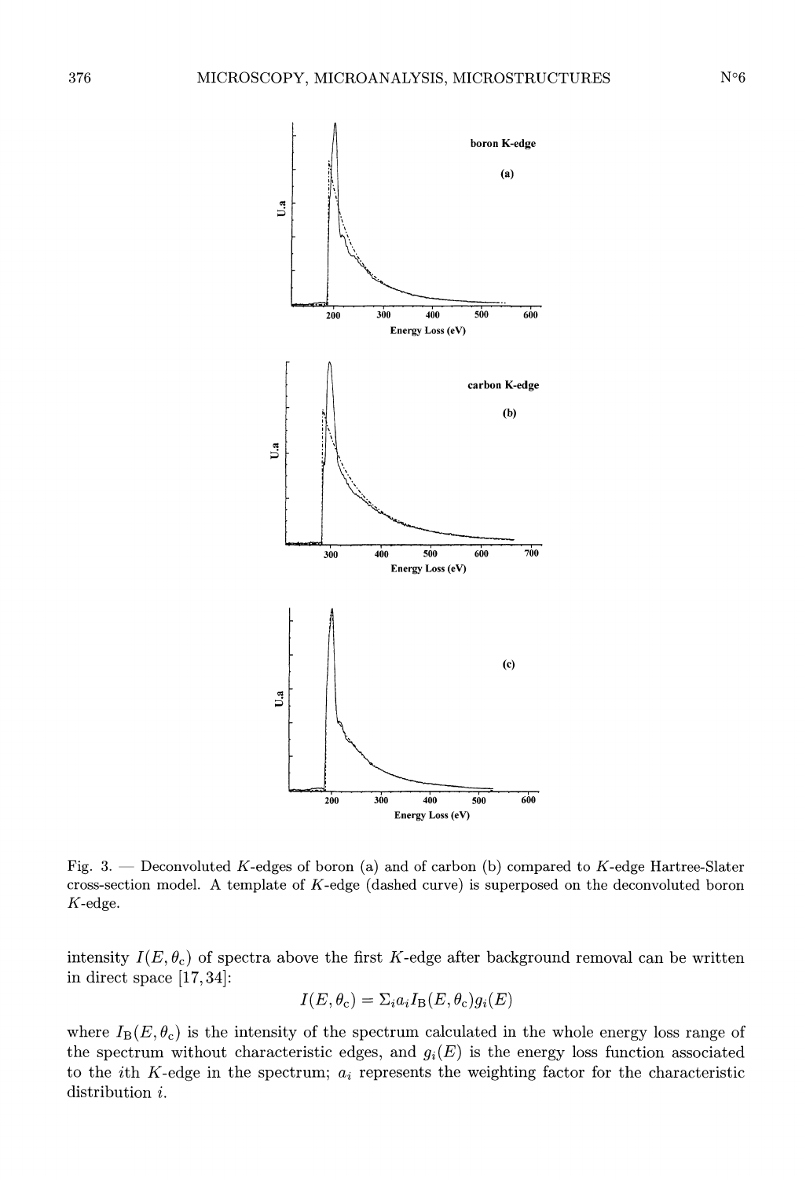Fig. 3. — Deconvoluted $K$-edges of boron (a) and of carbon (b) compared to $K$-edge Hartree-Slater cross-section model. A template of $K$-edge (dashed curve) is superposed on the deconvoluted boron $K$-edge.

intensity $I(E, \theta_c)$ of spectra above the first $K$-edge after background removal can be written in direct space [17, 34]:

$$I(E, \theta_c) = \Sigma_i a_i I_B(E, \theta_c) g_i(E)$$

where $I_B(E, \theta_c)$ is the intensity of the spectrum calculated in the whole energy loss range of the spectrum without characteristic edges, and $g_i(E)$ is the energy loss function associated to the $i$th $K$-edge in the spectrum; $a_i$ represents the weighting factor for the characteristic distribution $i$.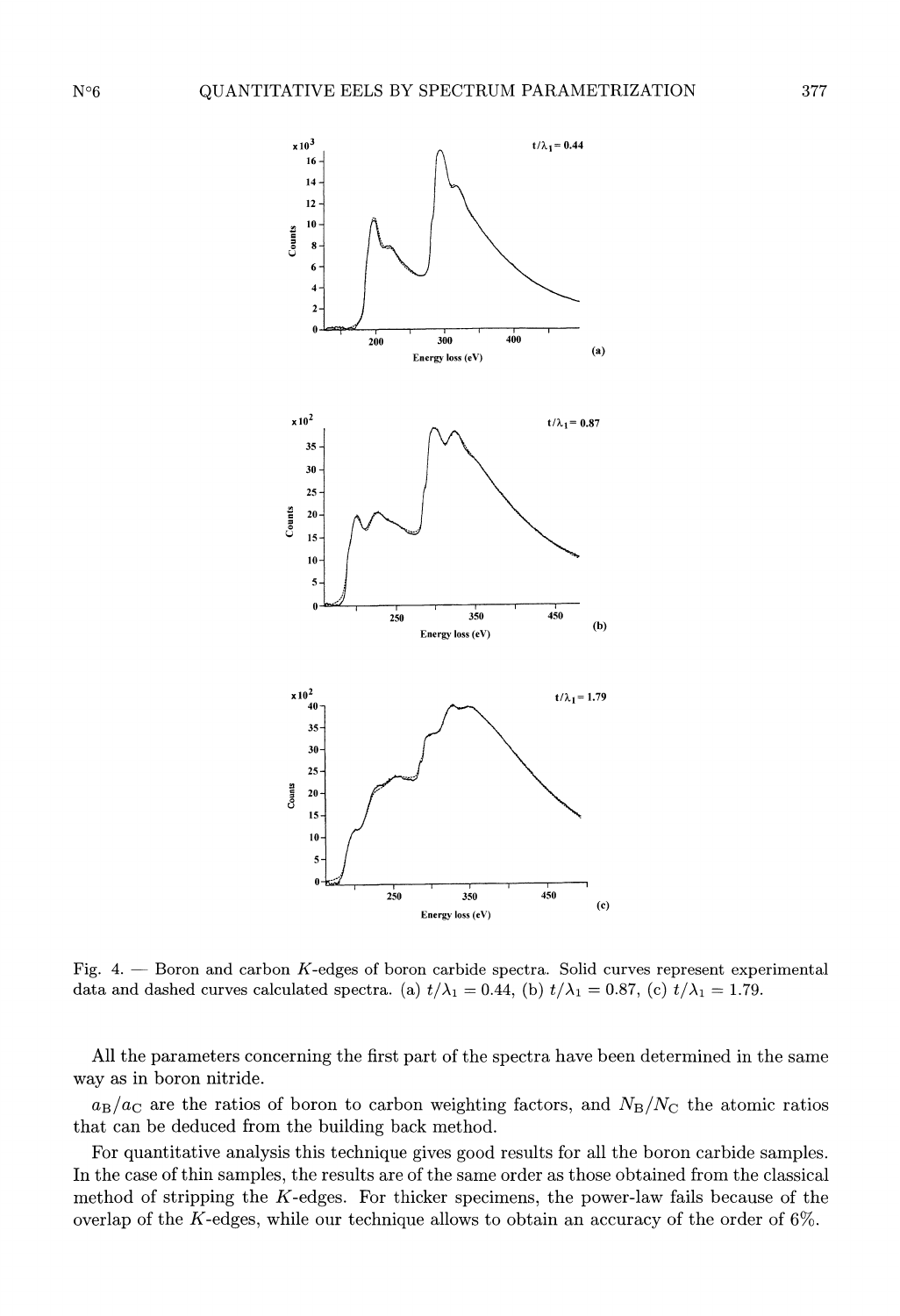Fig. 4. — Boron and carbon $K$-edges of boron carbide spectra. Solid curves represent experimental data and dashed curves calculated spectra. (a) $t/\lambda_1 = 0.44$, (b) $t/\lambda_1 = 0.87$, (c) $t/\lambda_1 = 1.79$.

All the parameters concerning the first part of the spectra have been determined in the same way as in boron nitride.

$a_B/a_C$ are the ratios of boron to carbon weighting factors, and $N_B/N_C$ the atomic ratios that can be deduced from the building back method.

For quantitative analysis this technique gives good results for all the boron carbide samples. In the case of thin samples, the results are of the same order as those obtained from the classical method of stripping the $K$-edges. For thicker specimens, the power-law fails because of the overlap of the $K$-edges, while our technique allows to obtain an accuracy of the order of 6%.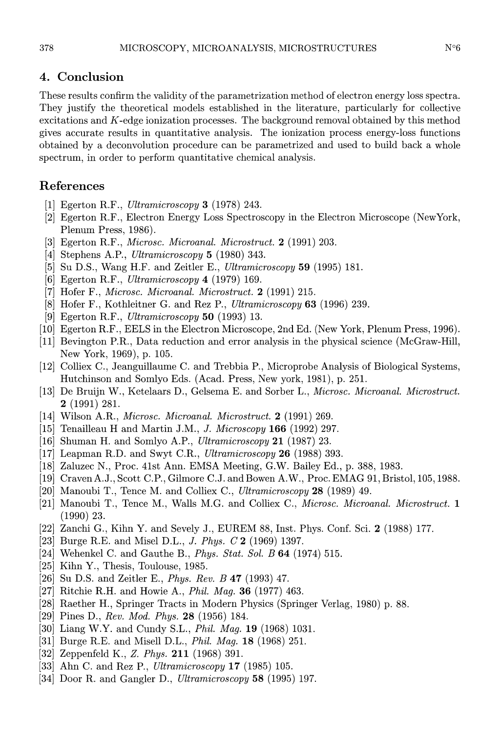## 4. Conclusion

These results confirm the validity of the parametrization method of electron energy loss spectra. They justify the theoretical models established in the literature, particularly for collective excitations and $K$-edge ionization processes. The background removal obtained by this method gives accurate results in quantitative analysis. The ionization process energy-loss functions obtained by a deconvolution procedure can be parametrized and used to build back a whole spectrum, in order to perform quantitative chemical analysis.

## References

[1] Egerton R.F., *Ultramicroscopy* **3** (1978) 243.

[2] Egerton R.F., Electron Energy Loss Spectroscopy in the Electron Microscope (NewYork, Plenum Press, 1986).

[3] Egerton R.F., *Microsc. Microanal. Microstruct.* **2** (1991) 203.

[4] Stephens A.P., *Ultramicroscopy* **5** (1980) 343.

[5] Su D.S., Wang H.F. and Zeitler E., *Ultramicroscopy* **59** (1995) 181.

[6] Egerton R.F., *Ultramicroscopy* **4** (1979) 169.

[7] Hofer F., *Microsc. Microanal. Microstruct.* **2** (1991) 215.

[8] Hofer F., Kothleitner G. and Rez P., *Ultramicroscopy* **63** (1996) 239.

[9] Egerton R.F., *Ultramicroscopy* **50** (1993) 13.

[10] Egerton R.F., EELS in the Electron Microscope, 2nd Ed. (New York, Plenum Press, 1996).

[11] Bevington P.R., Data reduction and error analysis in the physical science (McGraw-Hill, New York, 1969), p. 105.

[12] Colliex C., Jeanguillaume C. and Trebbia P., Microprobe Analysis of Biological Systems, Hutchinson and Somlyo Eds. (Acad. Press, New york, 1981), p. 251.

[13] De Bruijn W., Ketelaars D., Gelsema E. and Sorber L., *Microsc. Microanal. Microstruct.* **2** (1991) 281.

[14] Wilson A.R., *Microsc. Microanal. Microstruct.* **2** (1991) 269.

[15] Tenailleau H and Martin J.M., *J. Microscopy* **166** (1992) 297.

[16] Shuman H. and Somlyo A.P., *Ultramicroscopy* **21** (1987) 23.

[17] Leapman R.D. and Swyt C.R., *Ultramicroscopy* **26** (1988) 393.

[18] Zaluzec N., Proc. 41st Ann. EMSA Meeting, G.W. Bailey Ed., p. 388, 1983.

[19] Craven A.J., Scott C.P., Gilmore C.J. and Bowen A.W., Proc. EMAG 91, Bristol, 105, 1988.

[20] Manoubi T., Tence M. and Colliex C., *Ultramicroscopy* **28** (1989) 49.

[21] Manoubi T., Tence M., Walls M.G. and Colliex C., *Microsc. Microanal. Microstruct.* **1** (1990) 23.

[22] Zanchi G., Kihn Y. and Sevely J., EUREM 88, Inst. Phys. Conf. Sci. **2** (1988) 177.

[23] Burge R.E. and Misel D.L., *J. Phys. C* **2** (1969) 1397.

[24] Wehenkel C. and Gauthe B., *Phys. Stat. Sol. B* **64** (1974) 515.

[25] Kihn Y., Thesis, Toulouse, 1985.

[26] Su D.S. and Zeitler E., *Phys. Rev. B* **47** (1993) 47.

[27] Ritchie R.H. and Howie A., *Phil. Mag.* **36** (1977) 463.

[28] Raether H., Springer Tracts in Modern Physics (Springer Verlag, 1980) p. 88.

[29] Pines D., *Rev. Mod. Phys.* **28** (1956) 184.

[30] Liang W.Y. and Cundy S.L., *Phil. Mag.* **19** (1968) 1031.

[31] Burge R.E. and Misell D.L., *Phil. Mag.* **18** (1968) 251.

[32] Zeppenfeld K., *Z. Phys.* **211** (1968) 391.

[33] Ahn C. and Rez P., *Ultramicroscopy* **17** (1985) 105.

[34] Door R. and Gangler D., *Ultramicroscopy* **58** (1995) 197.